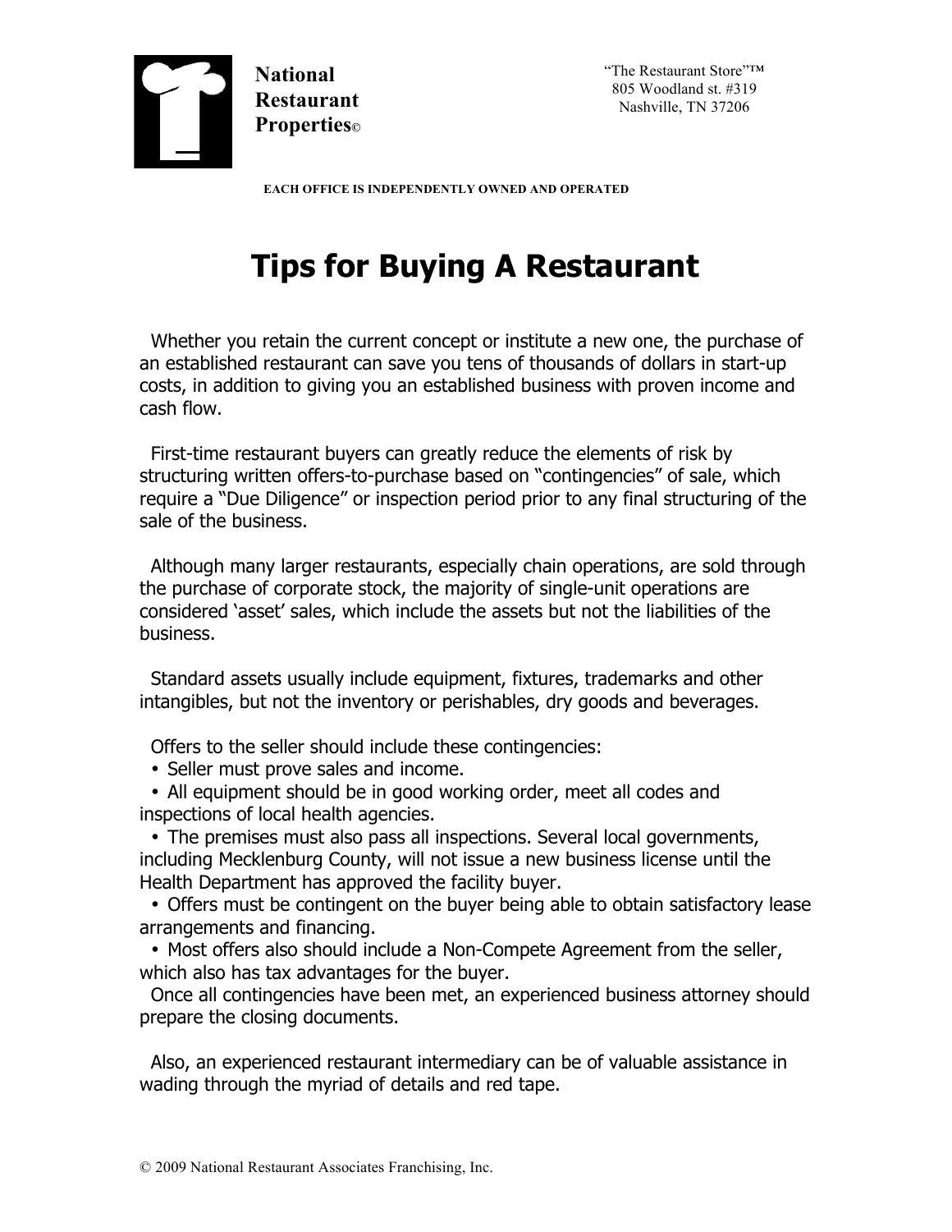**National Restaurant Properties©**

"The Restaurant Store"™
805 Woodland st. #319
Nashville, TN 37206

**EACH OFFICE IS INDEPENDENTLY OWNED AND OPERATED**

# Tips for Buying A Restaurant

Whether you retain the current concept or institute a new one, the purchase of an established restaurant can save you tens of thousands of dollars in start-up costs, in addition to giving you an established business with proven income and cash flow.

First-time restaurant buyers can greatly reduce the elements of risk by structuring written offers-to-purchase based on "contingencies" of sale, which require a "Due Diligence" or inspection period prior to any final structuring of the sale of the business.

Although many larger restaurants, especially chain operations, are sold through the purchase of corporate stock, the majority of single-unit operations are considered 'asset' sales, which include the assets but not the liabilities of the business.

Standard assets usually include equipment, fixtures, trademarks and other intangibles, but not the inventory or perishables, dry goods and beverages.

Offers to the seller should include these contingencies:

- Seller must prove sales and income.
- All equipment should be in good working order, meet all codes and inspections of local health agencies.
- The premises must also pass all inspections. Several local governments, including Mecklenburg County, will not issue a new business license until the Health Department has approved the facility buyer.
- Offers must be contingent on the buyer being able to obtain satisfactory lease arrangements and financing.
- Most offers also should include a Non-Compete Agreement from the seller, which also has tax advantages for the buyer.

Once all contingencies have been met, an experienced business attorney should prepare the closing documents.

Also, an experienced restaurant intermediary can be of valuable assistance in wading through the myriad of details and red tape.

© 2009 National Restaurant Associates Franchising, Inc.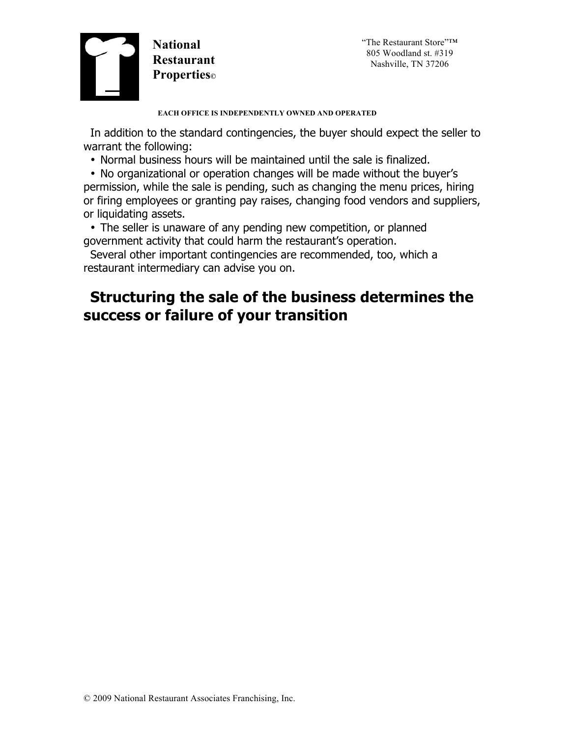**National Restaurant Properties©**

"The Restaurant Store"™
805 Woodland st. #319
Nashville, TN 37206

**EACH OFFICE IS INDEPENDENTLY OWNED AND OPERATED**

In addition to the standard contingencies, the buyer should expect the seller to warrant the following:

- Normal business hours will be maintained until the sale is finalized.
- No organizational or operation changes will be made without the buyer's permission, while the sale is pending, such as changing the menu prices, hiring or firing employees or granting pay raises, changing food vendors and suppliers, or liquidating assets.
- The seller is unaware of any pending new competition, or planned government activity that could harm the restaurant's operation.

Several other important contingencies are recommended, too, which a restaurant intermediary can advise you on.

## Structuring the sale of the business determines the success or failure of your transition

© 2009 National Restaurant Associates Franchising, Inc.